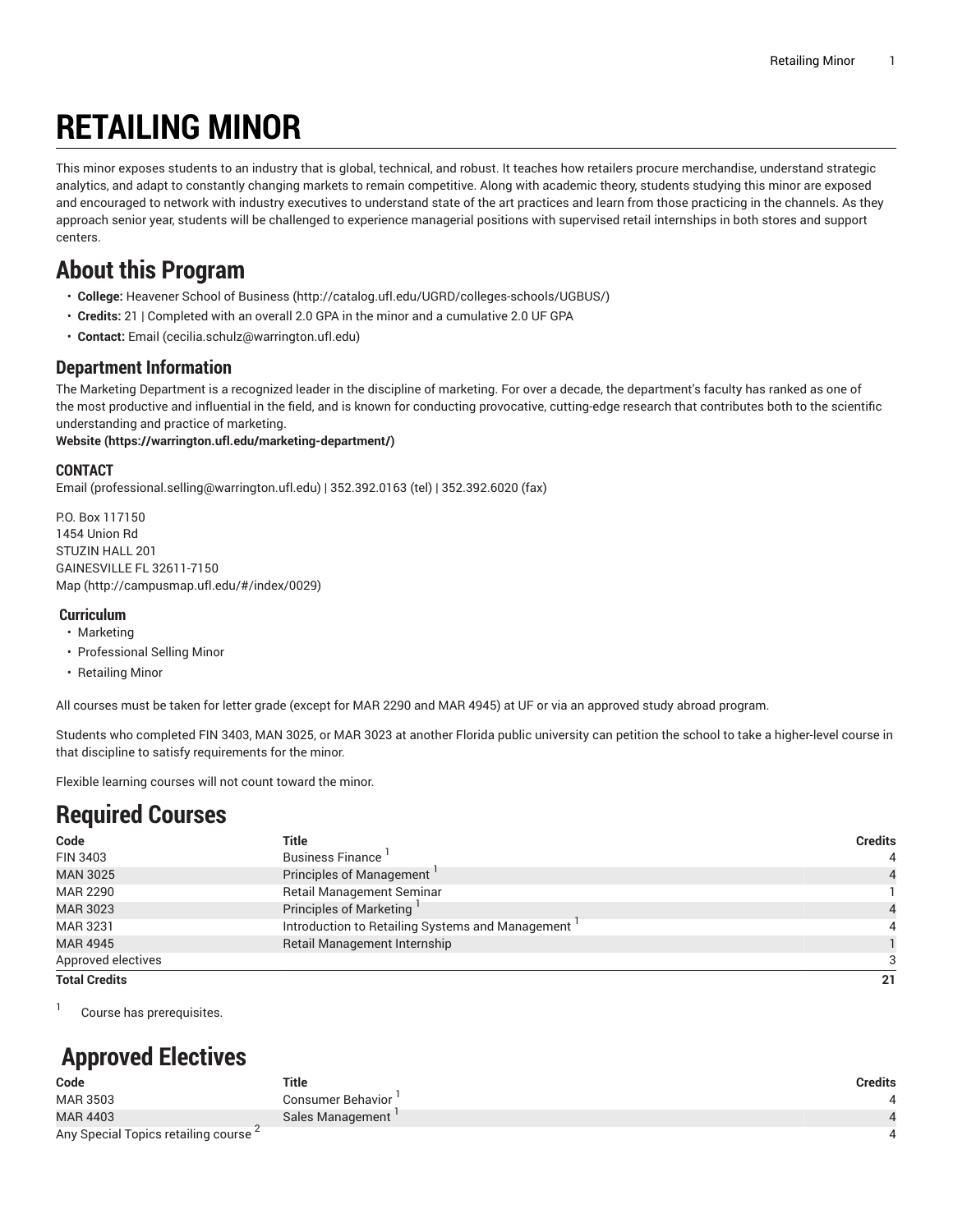# RETAILING MINOR

This minor exposes students to an industry that is global, technical, and robust. It teaches how retailers procure merchandise, understand strategic analytics, and adapt to constantly changing markets to remain competitive. Along with academic theory, students studying this minor are exposed and encouraged to network with industry executives to understand state of the art practices and learn from those practicing in the channels. As they approach senior year, students will be challenged to experience managerial positions with supervised retail internships in both stores and support centers.

## About this Program

- **College:** Heavener School of Business (http://catalog.ufl.edu/UGRD/colleges-schools/UGBUS/)
- **Credits:** 21 | Completed with an overall 2.0 GPA in the minor and a cumulative 2.0 UF GPA
- **Contact:** Email (cecilia.schulz@warrington.ufl.edu)

### Department Information

The Marketing Department is a recognized leader in the discipline of marketing. For over a decade, the department's faculty has ranked as one of the most productive and influential in the field, and is known for conducting provocative, cutting-edge research that contributes both to the scientific understanding and practice of marketing.
**Website (https://warrington.ufl.edu/marketing-department/)**

#### CONTACT

Email (professional.selling@warrington.ufl.edu) | 352.392.0163 (tel) | 352.392.6020 (fax)

P.O. Box 117150
1454 Union Rd
STUZIN HALL 201
GAINESVILLE FL 32611-7150
Map (http://campusmap.ufl.edu/#/index/0029)

#### Curriculum

- Marketing
- Professional Selling Minor
- Retailing Minor

All courses must be taken for letter grade (except for MAR 2290 and MAR 4945) at UF or via an approved study abroad program.

Students who completed FIN 3403, MAN 3025, or MAR 3023 at another Florida public university can petition the school to take a higher-level course in that discipline to satisfy requirements for the minor.

Flexible learning courses will not count toward the minor.

## Required Courses

| Code | Title | Credits |
|---|---|---|
| FIN 3403 | Business Finance [1] | 4 |
| MAN 3025 | Principles of Management [1] | 4 |
| MAR 2290 | Retail Management Seminar | 1 |
| MAR 3023 | Principles of Marketing [1] | 4 |
| MAR 3231 | Introduction to Retailing Systems and Management [1] | 4 |
| MAR 4945 | Retail Management Internship | 1 |
| Approved electives | | 3 |
| **Total Credits** | | **21** |

[1] Course has prerequisites.

## Approved Electives

| Code | Title | Credits |
|---|---|---|
| MAR 3503 | Consumer Behavior [1] | 4 |
| MAR 4403 | Sales Management [1] | 4 |
| Any Special Topics retailing course [2] | | 4 |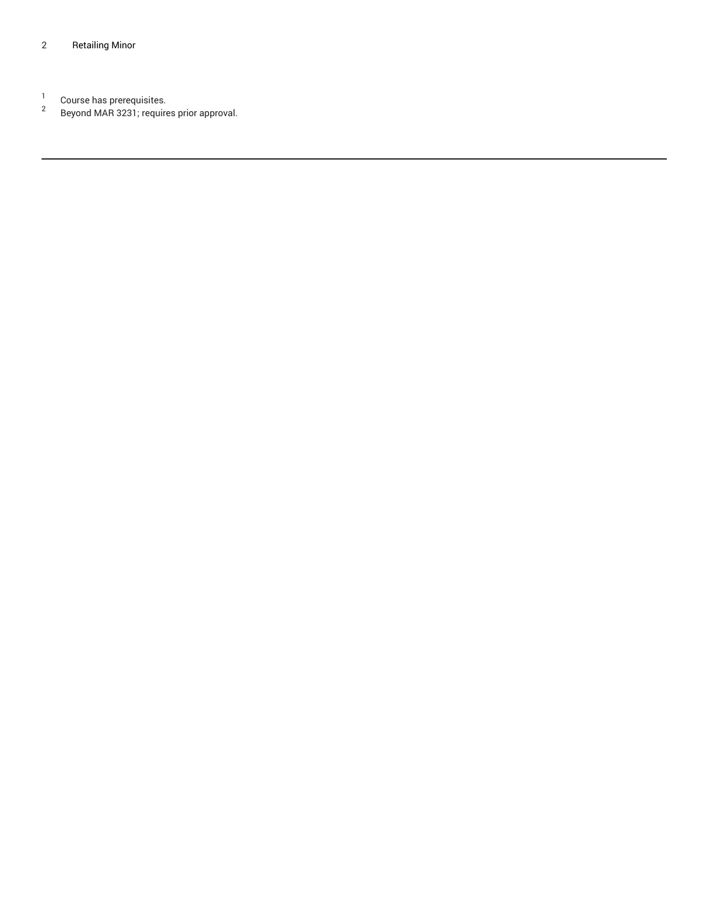[1] Course has prerequisites.

[2] Beyond MAR 3231; requires prior approval.